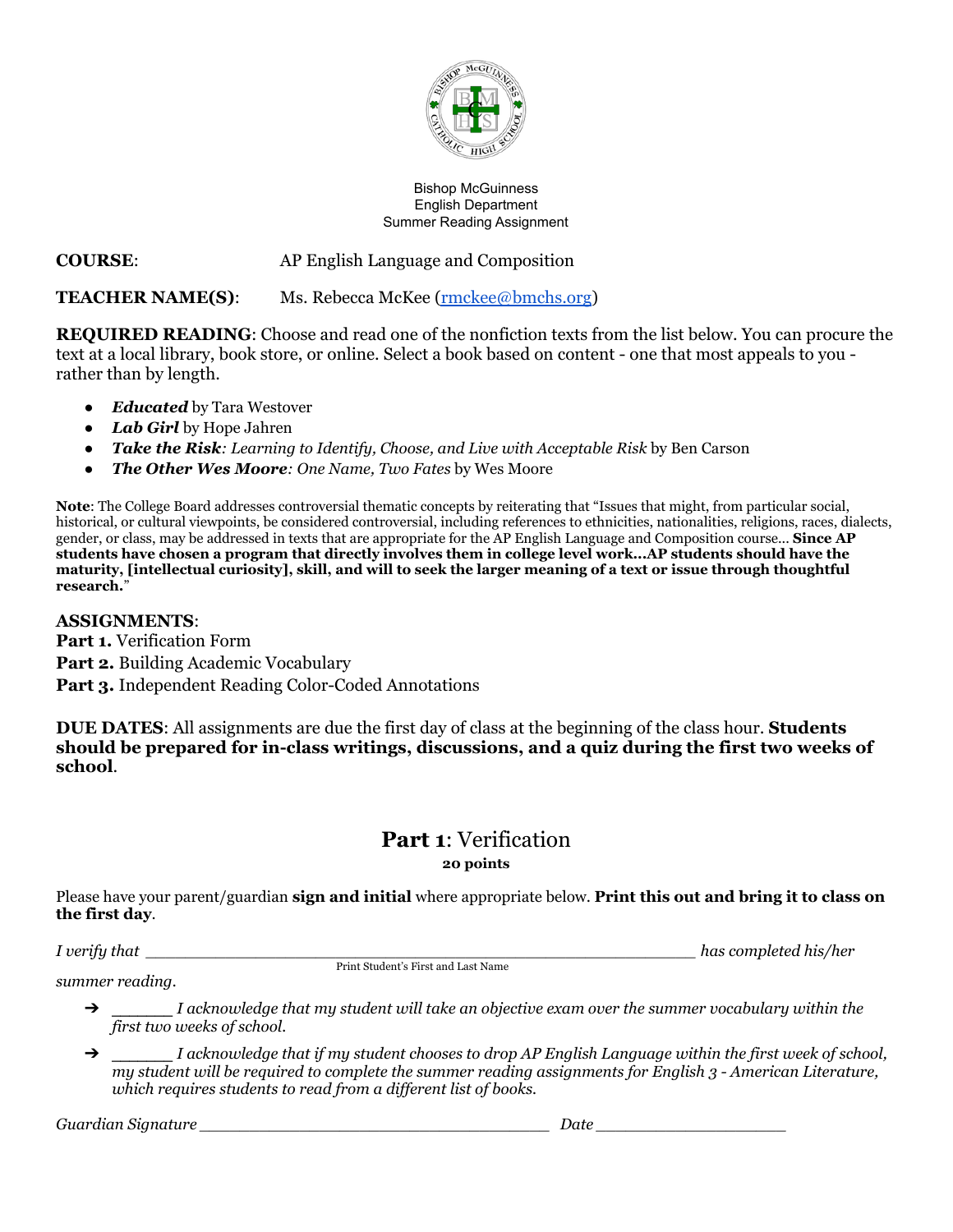Bishop McGuinness
English Department
Summer Reading Assignment

**COURSE**: AP English Language and Composition

**TEACHER NAME(S)**: Ms. Rebecca McKee (rmckee@bmchs.org)

**REQUIRED READING**: Choose and read one of the nonfiction texts from the list below. You can procure the text at a local library, book store, or online. Select a book based on content - one that most appeals to you - rather than by length.

- ***Educated*** by Tara Westover
- ***Lab Girl*** by Hope Jahren
- ***Take the Risk****: Learning to Identify, Choose, and Live with Acceptable Risk* by Ben Carson
- ***The Other Wes Moore****: One Name, Two Fates* by Wes Moore

**Note**: The College Board addresses controversial thematic concepts by reiterating that "Issues that might, from particular social, historical, or cultural viewpoints, be considered controversial, including references to ethnicities, nationalities, religions, races, dialects, gender, or class, may be addressed in texts that are appropriate for the AP English Language and Composition course... **Since AP students have chosen a program that directly involves them in college level work...AP students should have the maturity, [intellectual curiosity], skill, and will to seek the larger meaning of a text or issue through thoughtful research.**"

**ASSIGNMENTS**:
**Part 1.** Verification Form
**Part 2.** Building Academic Vocabulary
**Part 3.** Independent Reading Color-Coded Annotations

**DUE DATES**: All assignments are due the first day of class at the beginning of the class hour. **Students should be prepared for in-class writings, discussions, and a quiz during the first two weeks of school**.

## **Part 1**: Verification

**20 points**

Please have your parent/guardian **sign and initial** where appropriate below. **Print this out and bring it to class on the first day**.

*I verify that* ________________________________________________ *has completed his/her summer reading.*
Print Student's First and Last Name

- ➔ ______ *I acknowledge that my student will take an objective exam over the summer vocabulary within the first two weeks of school.*
- ➔ ______ *I acknowledge that if my student chooses to drop AP English Language within the first week of school, my student will be required to complete the summer reading assignments for English 3 - American Literature, which requires students to read from a different list of books.*

*Guardian Signature* ______________________________ *Date* ________________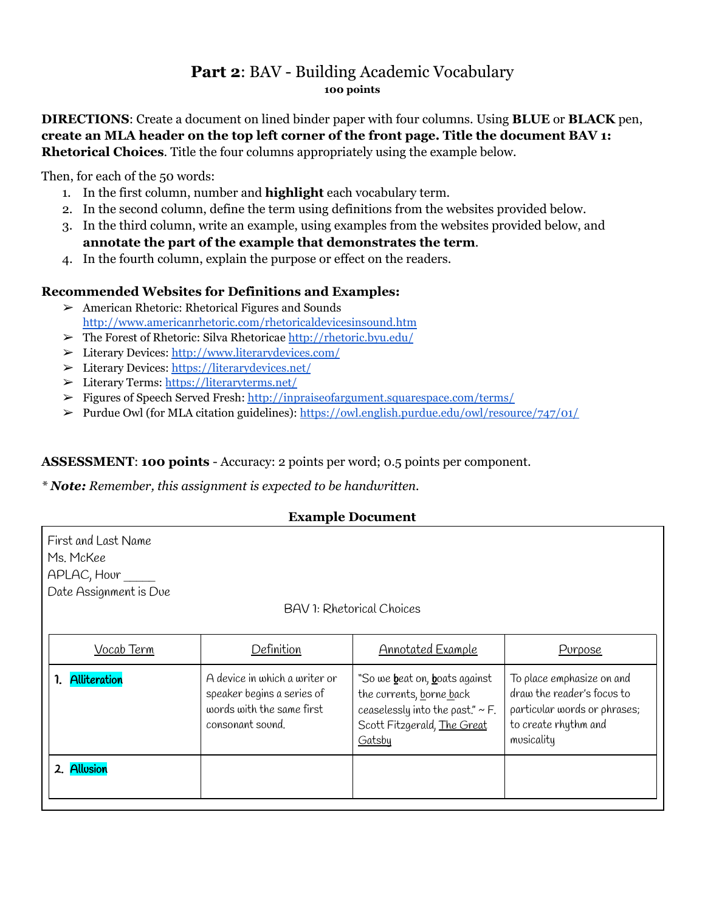# **Part 2**: BAV - Building Academic Vocabulary

**100 points**

**DIRECTIONS**: Create a document on lined binder paper with four columns. Using **BLUE** or **BLACK** pen, **create an MLA header on the top left corner of the front page. Title the document BAV 1: Rhetorical Choices**. Title the four columns appropriately using the example below.

Then, for each of the 50 words:

1. In the first column, number and **highlight** each vocabulary term.
2. In the second column, define the term using definitions from the websites provided below.
3. In the third column, write an example, using examples from the websites provided below, and **annotate the part of the example that demonstrates the term**.
4. In the fourth column, explain the purpose or effect on the readers.

### Recommended Websites for Definitions and Examples:

- American Rhetoric: Rhetorical Figures and Sounds http://www.americanrhetoric.com/rhetoricaldevicesinsound.htm
- The Forest of Rhetoric: Silva Rhetoricae http://rhetoric.byu.edu/
- Literary Devices: http://www.literarydevices.com/
- Literary Devices: https://literarydevices.net/
- Literary Terms: https://literaryterms.net/
- Figures of Speech Served Fresh: http://inpraiseofargument.squarespace.com/terms/
- Purdue Owl (for MLA citation guidelines): https://owl.english.purdue.edu/owl/resource/747/01/

**ASSESSMENT**: **100 points** - Accuracy: 2 points per word; 0.5 points per component.

*\* **Note:** Remember, this assignment is expected to be handwritten.*

**Example Document**

First and Last Name
Ms. McKee
APLAC, Hour _____
Date Assignment is Due

BAV 1: Rhetorical Choices

| Vocab Term | Definition | Annotated Example | Purpose |
|---|---|---|---|
| 1. Alliteration | A device in which a writer or speaker begins a series of words with the same first consonant sound. | "So we beat on, boats against the currents, borne back ceaselessly into the past." ~ F. Scott Fitzgerald, The Great Gatsby | To place emphasize on and draw the reader's focus to particular words or phrases; to create rhythm and musicality |
| 2. Allusion | | | |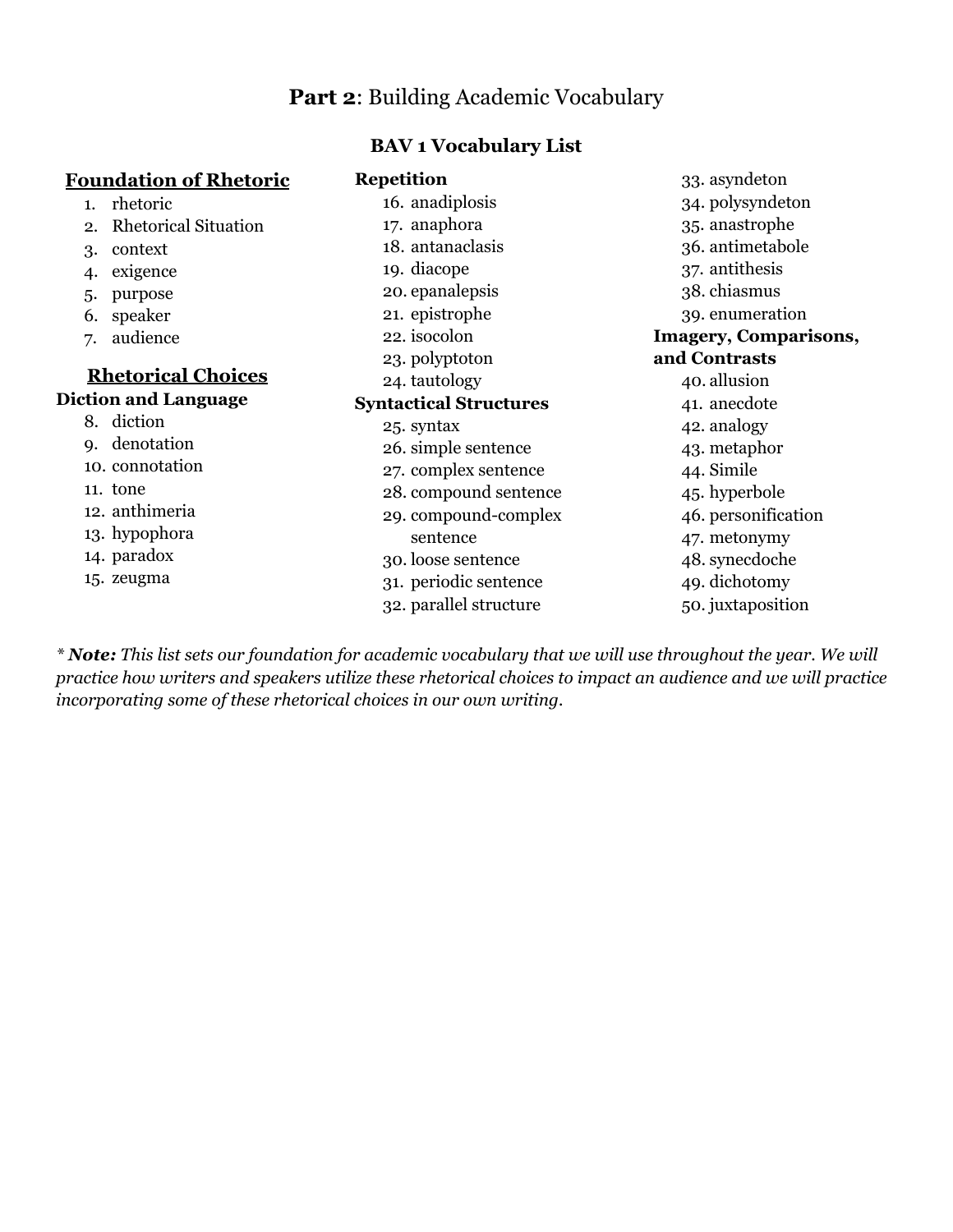# **Part 2**: Building Academic Vocabulary

## BAV 1 Vocabulary List

### Foundation of Rhetoric

1. rhetoric
2. Rhetorical Situation
3. context
4. exigence
5. purpose
6. speaker
7. audience

### Rhetorical Choices

**Diction and Language**

8. diction
9. denotation
10. connotation
11. tone
12. anthimeria
13. hypophora
14. paradox
15. zeugma

**Repetition**

16. anadiplosis
17. anaphora
18. antanaclasis
19. diacope
20. epanalepsis
21. epistrophe
22. isocolon
23. polyptoton
24. tautology

**Syntactical Structures**

25. syntax
26. simple sentence
27. complex sentence
28. compound sentence
29. compound-complex sentence
30. loose sentence
31. periodic sentence
32. parallel structure
33. asyndeton
34. polysyndeton
35. anastrophe
36. antimetabole
37. antithesis
38. chiasmus
39. enumeration

**Imagery, Comparisons, and Contrasts**

40. allusion
41. anecdote
42. analogy
43. metaphor
44. Simile
45. hyperbole
46. personification
47. metonymy
48. synecdoche
49. dichotomy
50. juxtaposition

*\* **Note:** This list sets our foundation for academic vocabulary that we will use throughout the year. We will practice how writers and speakers utilize these rhetorical choices to impact an audience and we will practice incorporating some of these rhetorical choices in our own writing.*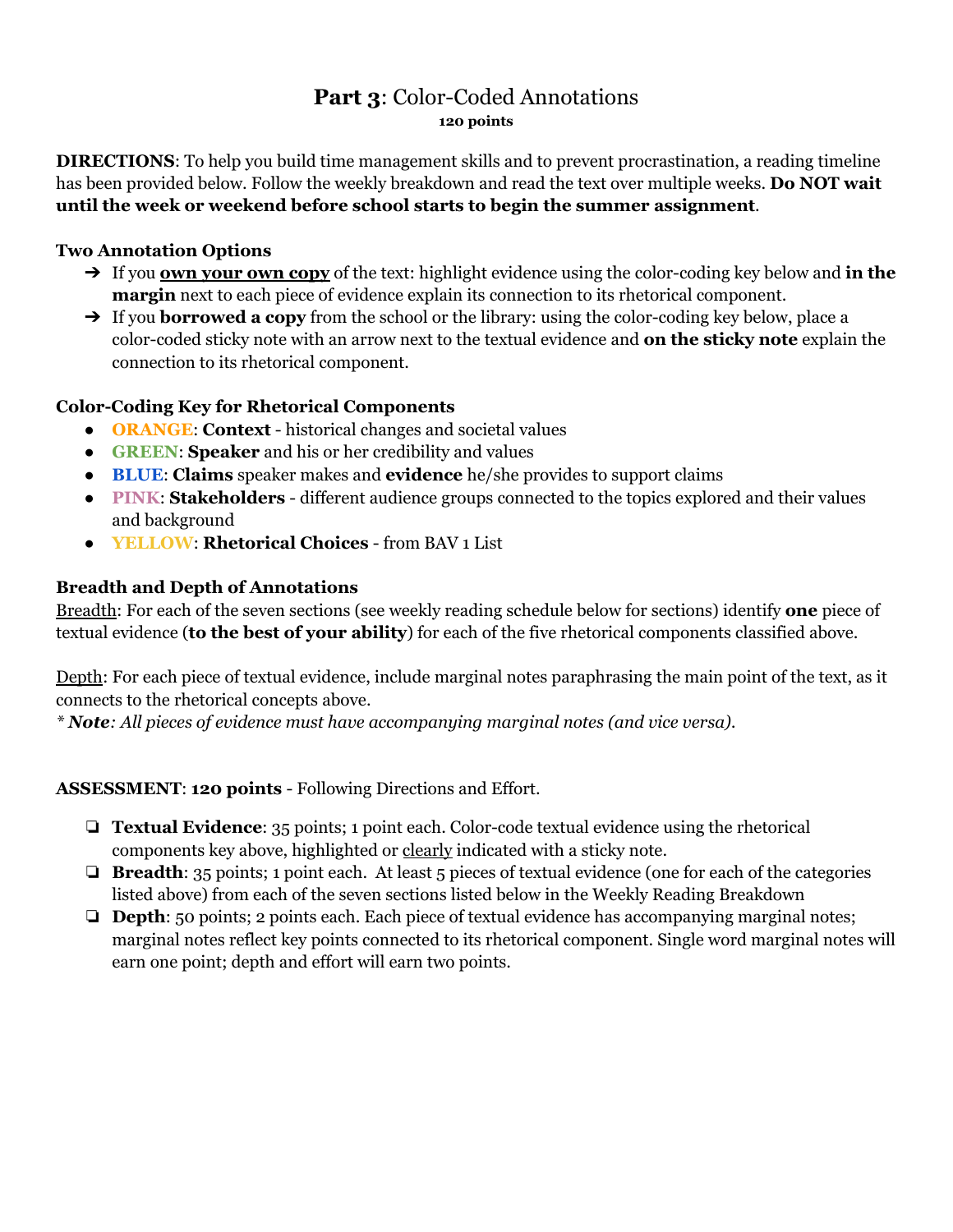# **Part 3**: Color-Coded Annotations

**120 points**

**DIRECTIONS**: To help you build time management skills and to prevent procrastination, a reading timeline has been provided below. Follow the weekly breakdown and read the text over multiple weeks. **Do NOT wait until the week or weekend before school starts to begin the summer assignment**.

### Two Annotation Options

- If you **own your own copy** of the text: highlight evidence using the color-coding key below and **in the margin** next to each piece of evidence explain its connection to its rhetorical component.
- If you **borrowed a copy** from the school or the library: using the color-coding key below, place a color-coded sticky note with an arrow next to the textual evidence and **on the sticky note** explain the connection to its rhetorical component.

### Color-Coding Key for Rhetorical Components

- **ORANGE**: **Context** - historical changes and societal values
- **GREEN**: **Speaker** and his or her credibility and values
- **BLUE**: **Claims** speaker makes and **evidence** he/she provides to support claims
- **PINK**: **Stakeholders** - different audience groups connected to the topics explored and their values and background
- **YELLOW**: **Rhetorical Choices** - from BAV 1 List

### Breadth and Depth of Annotations

Breadth: For each of the seven sections (see weekly reading schedule below for sections) identify **one** piece of textual evidence (**to the best of your ability**) for each of the five rhetorical components classified above.

Depth: For each piece of textual evidence, include marginal notes paraphrasing the main point of the text, as it connects to the rhetorical concepts above.

*\* **Note**: All pieces of evidence must have accompanying marginal notes (and vice versa).*

**ASSESSMENT**: **120 points** - Following Directions and Effort.

- [ ] **Textual Evidence**: 35 points; 1 point each. Color-code textual evidence using the rhetorical components key above, highlighted or clearly indicated with a sticky note.
- [ ] **Breadth**: 35 points; 1 point each. At least 5 pieces of textual evidence (one for each of the categories listed above) from each of the seven sections listed below in the Weekly Reading Breakdown
- [ ] **Depth**: 50 points; 2 points each. Each piece of textual evidence has accompanying marginal notes; marginal notes reflect key points connected to its rhetorical component. Single word marginal notes will earn one point; depth and effort will earn two points.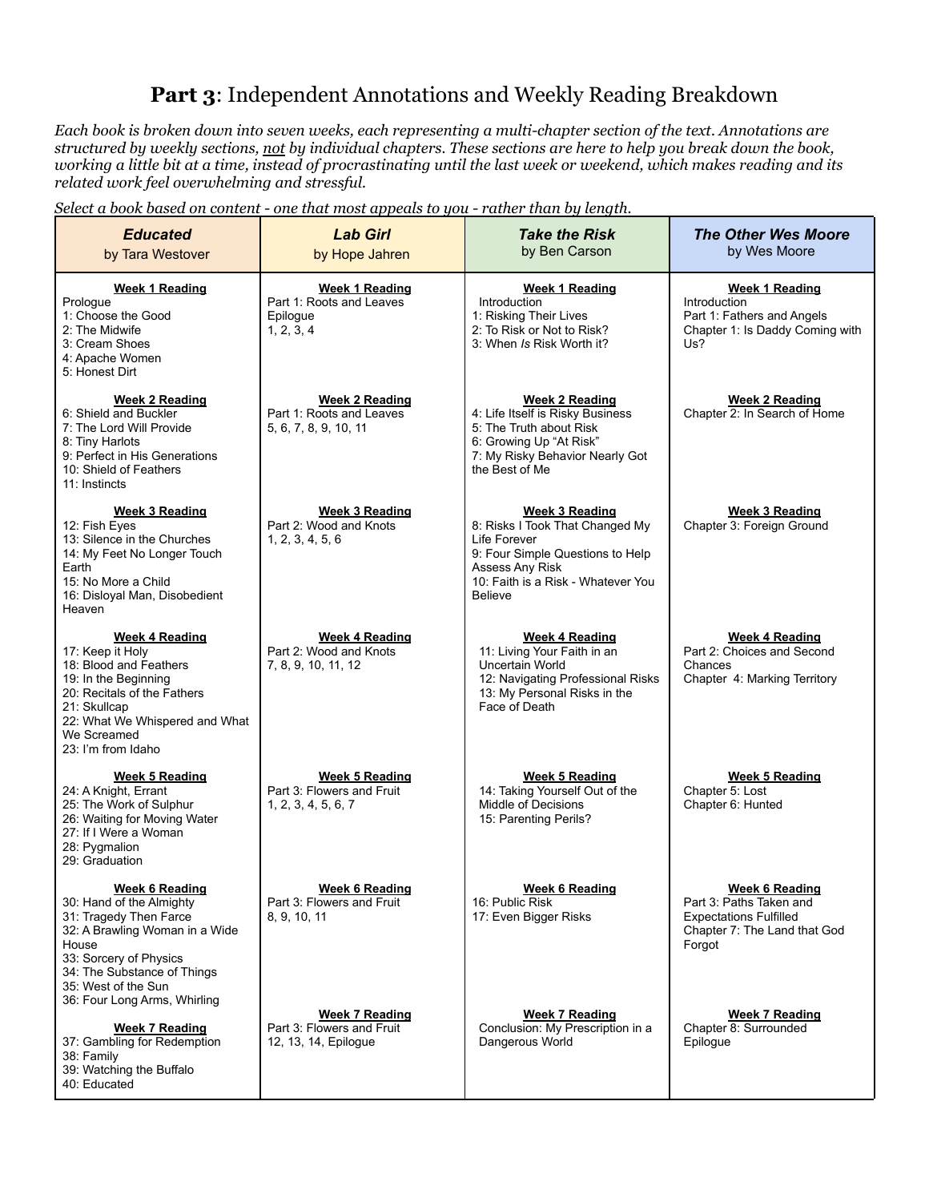# **Part 3**: Independent Annotations and Weekly Reading Breakdown

*Each book is broken down into seven weeks, each representing a multi-chapter section of the text. Annotations are structured by weekly sections, not by individual chapters. These sections are here to help you break down the book, working a little bit at a time, instead of procrastinating until the last week or weekend, which makes reading and its related work feel overwhelming and stressful.*

*Select a book based on content - one that most appeals to you - rather than by length.*

| ***Educated*** by Tara Westover | ***Lab Girl*** by Hope Jahren | ***Take the Risk*** by Ben Carson | ***The Other Wes Moore*** by Wes Moore |
|---|---|---|---|
| **Week 1 Reading**<br>Prologue<br>1: Choose the Good<br>2: The Midwife<br>3: Cream Shoes<br>4: Apache Women<br>5: Honest Dirt | **Week 1 Reading**<br>Part 1: Roots and Leaves<br>Epilogue<br>1, 2, 3, 4 | **Week 1 Reading**<br>Introduction<br>1: Risking Their Lives<br>2: To Risk or Not to Risk?<br>3: When *Is* Risk Worth it? | **Week 1 Reading**<br>Introduction<br>Part 1: Fathers and Angels<br>Chapter 1: Is Daddy Coming with Us? |
| **Week 2 Reading**<br>6: Shield and Buckler<br>7: The Lord Will Provide<br>8: Tiny Harlots<br>9: Perfect in His Generations<br>10: Shield of Feathers<br>11: Instincts | **Week 2 Reading**<br>Part 1: Roots and Leaves<br>5, 6, 7, 8, 9, 10, 11 | **Week 2 Reading**<br>4: Life Itself is Risky Business<br>5: The Truth about Risk<br>6: Growing Up "At Risk"<br>7: My Risky Behavior Nearly Got the Best of Me | **Week 2 Reading**<br>Chapter 2: In Search of Home |
| **Week 3 Reading**<br>12: Fish Eyes<br>13: Silence in the Churches<br>14: My Feet No Longer Touch Earth<br>15: No More a Child<br>16: Disloyal Man, Disobedient Heaven | **Week 3 Reading**<br>Part 2: Wood and Knots<br>1, 2, 3, 4, 5, 6 | **Week 3 Reading**<br>8: Risks I Took That Changed My Life Forever<br>9: Four Simple Questions to Help Assess Any Risk<br>10: Faith is a Risk - Whatever You Believe | **Week 3 Reading**<br>Chapter 3: Foreign Ground |
| **Week 4 Reading**<br>17: Keep it Holy<br>18: Blood and Feathers<br>19: In the Beginning<br>20: Recitals of the Fathers<br>21: Skullcap<br>22: What We Whispered and What We Screamed<br>23: I'm from Idaho | **Week 4 Reading**<br>Part 2: Wood and Knots<br>7, 8, 9, 10, 11, 12 | **Week 4 Reading**<br>11: Living Your Faith in an Uncertain World<br>12: Navigating Professional Risks<br>13: My Personal Risks in the Face of Death | **Week 4 Reading**<br>Part 2: Choices and Second Chances<br>Chapter 4: Marking Territory |
| **Week 5 Reading**<br>24: A Knight, Errant<br>25: The Work of Sulphur<br>26: Waiting for Moving Water<br>27: If I Were a Woman<br>28: Pygmalion<br>29: Graduation | **Week 5 Reading**<br>Part 3: Flowers and Fruit<br>1, 2, 3, 4, 5, 6, 7 | **Week 5 Reading**<br>14: Taking Yourself Out of the Middle of Decisions<br>15: Parenting Perils? | **Week 5 Reading**<br>Chapter 5: Lost<br>Chapter 6: Hunted |
| **Week 6 Reading**<br>30: Hand of the Almighty<br>31: Tragedy Then Farce<br>32: A Brawling Woman in a Wide House<br>33: Sorcery of Physics<br>34: The Substance of Things<br>35: West of the Sun<br>36: Four Long Arms, Whirling | **Week 6 Reading**<br>Part 3: Flowers and Fruit<br>8, 9, 10, 11 | **Week 6 Reading**<br>16: Public Risk<br>17: Even Bigger Risks | **Week 6 Reading**<br>Part 3: Paths Taken and Expectations Fulfilled<br>Chapter 7: The Land that God Forgot |
| **Week 7 Reading**<br>37: Gambling for Redemption<br>38: Family<br>39: Watching the Buffalo<br>40: Educated | **Week 7 Reading**<br>Part 3: Flowers and Fruit<br>12, 13, 14, Epilogue | **Week 7 Reading**<br>Conclusion: My Prescription in a Dangerous World | **Week 7 Reading**<br>Chapter 8: Surrounded<br>Epilogue |